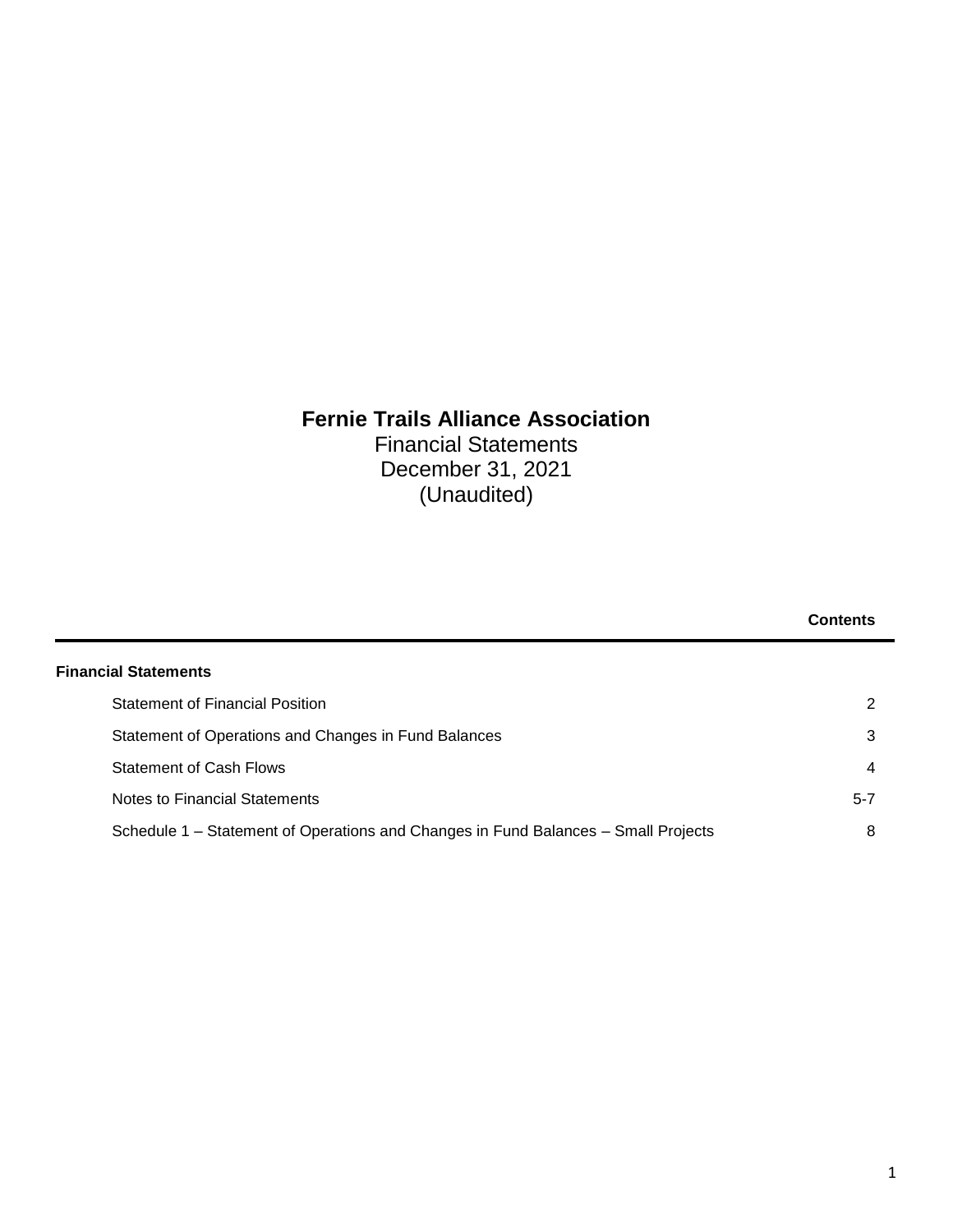# Fernie Trails Alliance Association

Financial Statements
December 31, 2021
(Unaudited)

| | Contents |
|---|---|
| **Financial Statements** | |
| Statement of Financial Position | 2 |
| Statement of Operations and Changes in Fund Balances | 3 |
| Statement of Cash Flows | 4 |
| Notes to Financial Statements | 5-7 |
| Schedule 1 – Statement of Operations and Changes in Fund Balances – Small Projects | 8 |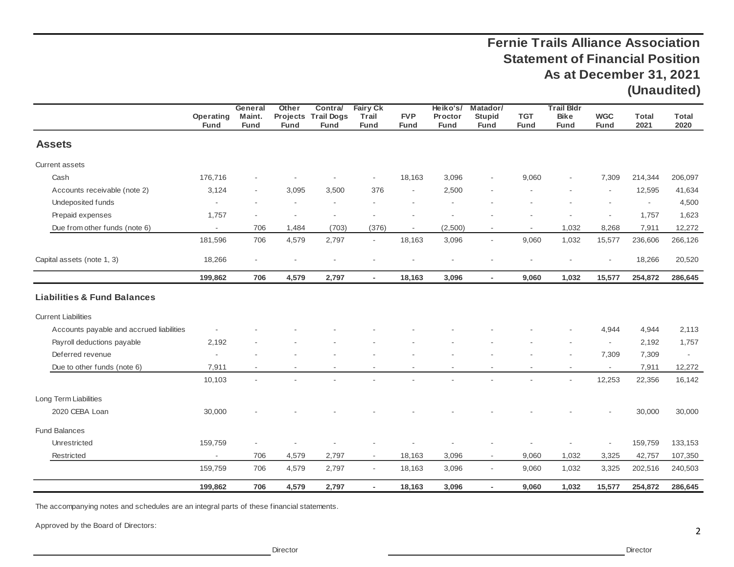# Fernie Trails Alliance Association
## Statement of Financial Position
## As at December 31, 2021
## (Unaudited)

| | Operating Fund | General Maint. Fund | Other Projects Fund | Contra/ Trail Dogs Fund | Fairy Ck Trail Fund | FVP Fund | Heiko's/ Proctor Fund | Matador/ Stupid Fund | TGT Fund | Trail Bldr Bike Fund | WGC Fund | Total 2021 | Total 2020 |
|---|---|---|---|---|---|---|---|---|---|---|---|---|---|
| **Assets** | | | | | | | | | | | | | |
| Current assets | | | | | | | | | | | | | |
| Cash | 176,716 | - | - | - | - | 18,163 | 3,096 | - | 9,060 | - | 7,309 | 214,344 | 206,097 |
| Accounts receivable (note 2) | 3,124 | - | 3,095 | 3,500 | 376 | - | 2,500 | - | - | - | - | 12,595 | 41,634 |
| Undeposited funds | - | - | - | - | - | - | - | - | - | - | - | - | 4,500 |
| Prepaid expenses | 1,757 | - | - | - | - | - | - | - | - | - | - | 1,757 | 1,623 |
| Due from other funds (note 6) | - | 706 | 1,484 | (703) | (376) | - | (2,500) | - | - | 1,032 | 8,268 | 7,911 | 12,272 |
| | 181,596 | 706 | 4,579 | 2,797 | - | 18,163 | 3,096 | - | 9,060 | 1,032 | 15,577 | 236,606 | 266,126 |
| Capital assets (note 1, 3) | 18,266 | - | - | - | - | - | - | - | - | - | - | 18,266 | 20,520 |
| | **199,862** | **706** | **4,579** | **2,797** | **-** | **18,163** | **3,096** | **-** | **9,060** | **1,032** | **15,577** | **254,872** | **286,645** |
| **Liabilities & Fund Balances** | | | | | | | | | | | | | |
| Current Liabilities | | | | | | | | | | | | | |
| Accounts payable and accrued liabilities | - | - | - | - | - | - | - | - | - | - | 4,944 | 4,944 | 2,113 |
| Payroll deductions payable | 2,192 | - | - | - | - | - | - | - | - | - | - | 2,192 | 1,757 |
| Deferred revenue | - | - | - | - | - | - | - | - | - | - | 7,309 | 7,309 | - |
| Due to other funds (note 6) | 7,911 | - | - | - | - | - | - | - | - | - | - | 7,911 | 12,272 |
| | 10,103 | - | - | - | - | - | - | - | - | - | 12,253 | 22,356 | 16,142 |
| Long Term Liabilities | | | | | | | | | | | | | |
| 2020 CEBA Loan | 30,000 | - | - | - | - | - | - | - | - | - | - | 30,000 | 30,000 |
| Fund Balances | | | | | | | | | | | | | |
| Unrestricted | 159,759 | - | - | - | - | - | - | - | - | - | - | 159,759 | 133,153 |
| Restricted | - | 706 | 4,579 | 2,797 | - | 18,163 | 3,096 | - | 9,060 | 1,032 | 3,325 | 42,757 | 107,350 |
| | 159,759 | 706 | 4,579 | 2,797 | - | 18,163 | 3,096 | - | 9,060 | 1,032 | 3,325 | 202,516 | 240,503 |
| | **199,862** | **706** | **4,579** | **2,797** | **-** | **18,163** | **3,096** | **-** | **9,060** | **1,032** | **15,577** | **254,872** | **286,645** |

The accompanying notes and schedules are an integral parts of these financial statements.

Approved by the Board of Directors:

\_\_\_\_\_\_\_\_\_\_\_\_\_\_\_\_\_\_\_\_\_\_\_\_\_\_\_\_\_\_ Director

\_\_\_\_\_\_\_\_\_\_\_\_\_\_\_\_\_\_\_\_\_\_\_\_\_\_\_\_\_\_ Director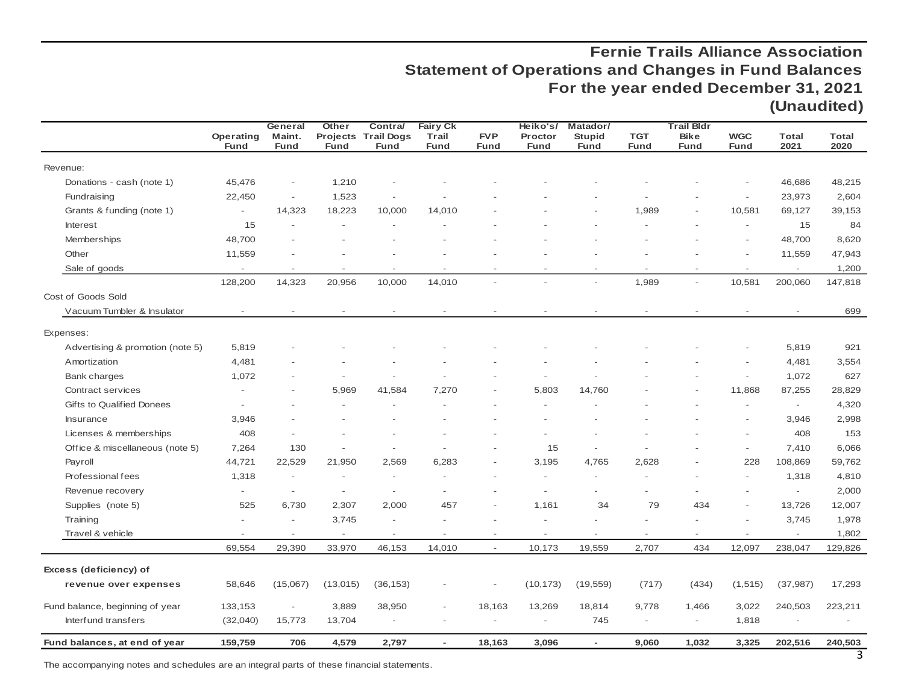# Fernie Trails Alliance Association
## Statement of Operations and Changes in Fund Balances
## For the year ended December 31, 2021
## (Unaudited)

| | Operating Fund | General Maint. Fund | Other Projects Fund | Contra/ Trail Dogs Fund | Fairy Ck Trail Fund | FVP Fund | Heiko's/ Proctor Fund | Matador/ Stupid Fund | TGT Fund | Trail Bldr Bike Fund | WGC Fund | Total 2021 | Total 2020 |
|---|---|---|---|---|---|---|---|---|---|---|---|---|---|
| Revenue: | | | | | | | | | | | | | |
| Donations - cash (note 1) | 45,476 | - | 1,210 | - | - | - | - | - | - | - | - | 46,686 | 48,215 |
| Fundraising | 22,450 | - | 1,523 | - | - | - | - | - | - | - | - | 23,973 | 2,604 |
| Grants & funding (note 1) | - | 14,323 | 18,223 | 10,000 | 14,010 | - | - | - | 1,989 | - | 10,581 | 69,127 | 39,153 |
| Interest | 15 | - | - | - | - | - | - | - | - | - | - | 15 | 84 |
| Memberships | 48,700 | - | - | - | - | - | - | - | - | - | - | 48,700 | 8,620 |
| Other | 11,559 | - | - | - | - | - | - | - | - | - | - | 11,559 | 47,943 |
| Sale of goods | - | - | - | - | - | - | - | - | - | - | - | - | 1,200 |
| | 128,200 | 14,323 | 20,956 | 10,000 | 14,010 | - | - | - | 1,989 | - | 10,581 | 200,060 | 147,818 |
| Cost of Goods Sold | | | | | | | | | | | | | |
| Vacuum Tumbler & Insulator | - | - | - | - | - | - | - | - | - | - | - | - | 699 |
| Expenses: | | | | | | | | | | | | | |
| Advertising & promotion (note 5) | 5,819 | - | - | - | - | - | - | - | - | - | - | 5,819 | 921 |
| Amortization | 4,481 | - | - | - | - | - | - | - | - | - | - | 4,481 | 3,554 |
| Bank charges | 1,072 | - | - | - | - | - | - | - | - | - | - | 1,072 | 627 |
| Contract services | - | - | 5,969 | 41,584 | 7,270 | - | 5,803 | 14,760 | - | - | 11,868 | 87,255 | 28,829 |
| Gifts to Qualified Donees | - | - | - | - | - | - | - | - | - | - | - | - | 4,320 |
| Insurance | 3,946 | - | - | - | - | - | - | - | - | - | - | 3,946 | 2,998 |
| Licenses & memberships | 408 | - | - | - | - | - | - | - | - | - | - | 408 | 153 |
| Office & miscellaneous (note 5) | 7,264 | 130 | - | - | - | - | 15 | - | - | - | - | 7,410 | 6,066 |
| Payroll | 44,721 | 22,529 | 21,950 | 2,569 | 6,283 | - | 3,195 | 4,765 | 2,628 | - | 228 | 108,869 | 59,762 |
| Professional fees | 1,318 | - | - | - | - | - | - | - | - | - | - | 1,318 | 4,810 |
| Revenue recovery | - | - | - | - | - | - | - | - | - | - | - | - | 2,000 |
| Supplies (note 5) | 525 | 6,730 | 2,307 | 2,000 | 457 | - | 1,161 | 34 | 79 | 434 | - | 13,726 | 12,007 |
| Training | - | - | 3,745 | - | - | - | - | - | - | - | - | 3,745 | 1,978 |
| Travel & vehicle | - | - | - | - | - | - | - | - | - | - | - | - | 1,802 |
| | 69,554 | 29,390 | 33,970 | 46,153 | 14,010 | - | 10,173 | 19,559 | 2,707 | 434 | 12,097 | 238,047 | 129,826 |
| **Excess (deficiency) of revenue over expenses** | 58,646 | (15,067) | (13,015) | (36,153) | - | - | (10,173) | (19,559) | (717) | (434) | (1,515) | (37,987) | 17,293 |
| Fund balance, beginning of year | 133,153 | - | 3,889 | 38,950 | - | 18,163 | 13,269 | 18,814 | 9,778 | 1,466 | 3,022 | 240,503 | 223,211 |
| Interfund transfers | (32,040) | 15,773 | 13,704 | - | - | - | - | 745 | - | - | 1,818 | - | - |
| **Fund balances, at end of year** | **159,759** | **706** | **4,579** | **2,797** | **-** | **18,163** | **3,096** | **-** | **9,060** | **1,032** | **3,325** | **202,516** | **240,503** |

The accompanying notes and schedules are an integral parts of these financial statements.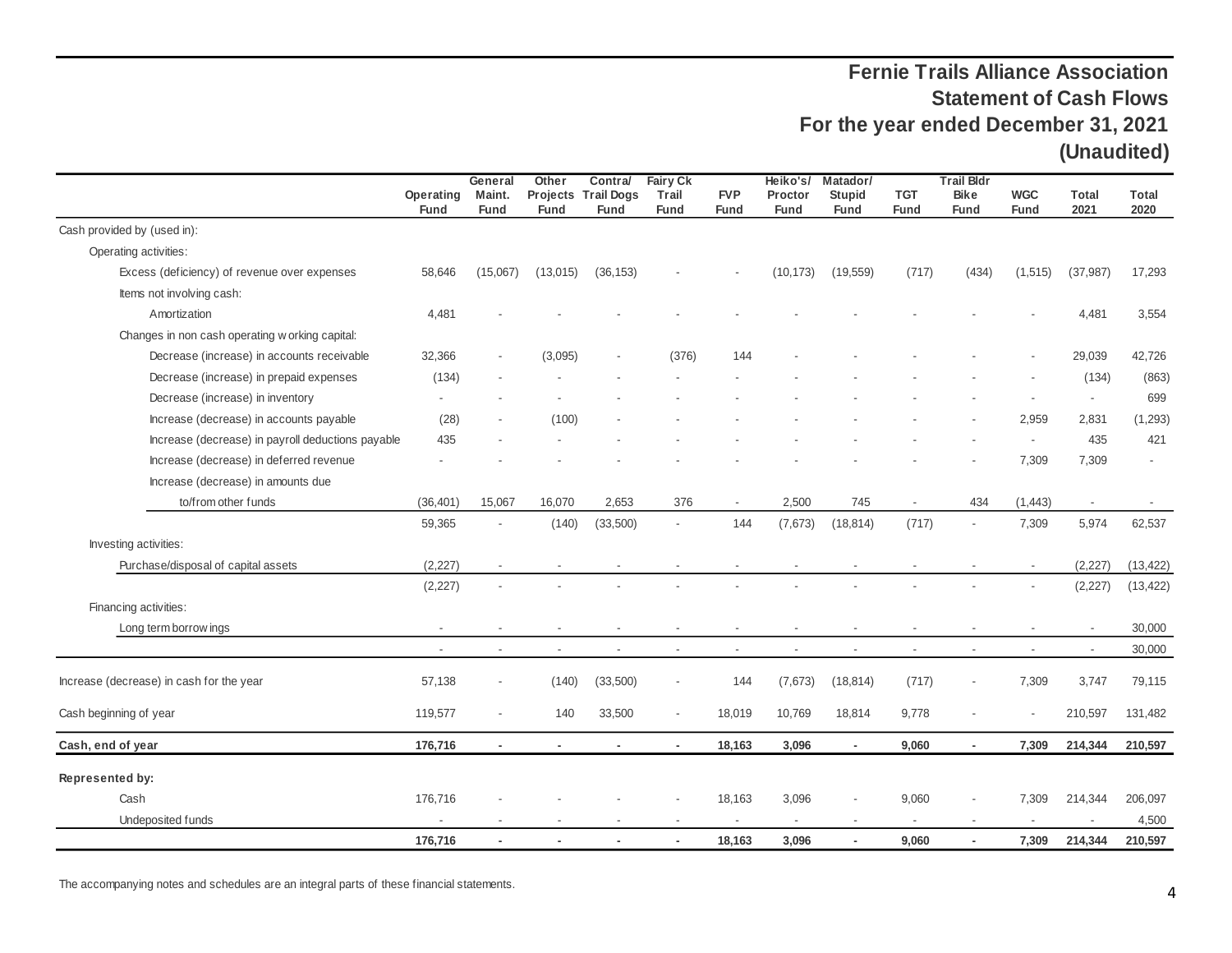# Fernie Trails Alliance Association
## Statement of Cash Flows
## For the year ended December 31, 2021
## (Unaudited)

| | Operating Fund | General Maint. Fund | Other Projects Fund | Contra/ Trail Dogs Fund | Fairy Ck Trail Fund | FVP Fund | Heiko's/ Proctor Fund | Matador/ Stupid Fund | TGT Fund | Trail Bldr Bike Fund | WGC Fund | Total 2021 | Total 2020 |
|---|---|---|---|---|---|---|---|---|---|---|---|---|---|
| Cash provided by (used in): | | | | | | | | | | | | | |
| Operating activities: | | | | | | | | | | | | | |
| Excess (deficiency) of revenue over expenses | 58,646 | (15,067) | (13,015) | (36,153) | - | - | (10,173) | (19,559) | (717) | (434) | (1,515) | (37,987) | 17,293 |
| Items not involving cash: | | | | | | | | | | | | | |
| Amortization | 4,481 | - | - | - | - | - | - | - | - | - | - | 4,481 | 3,554 |
| Changes in non cash operating working capital: | | | | | | | | | | | | | |
| Decrease (increase) in accounts receivable | 32,366 | - | (3,095) | - | (376) | 144 | - | - | - | - | - | 29,039 | 42,726 |
| Decrease (increase) in prepaid expenses | (134) | - | - | - | - | - | - | - | - | - | - | (134) | (863) |
| Decrease (increase) in inventory | - | - | - | - | - | - | - | - | - | - | - | - | 699 |
| Increase (decrease) in accounts payable | (28) | - | (100) | - | - | - | - | - | - | - | 2,959 | 2,831 | (1,293) |
| Increase (decrease) in payroll deductions payable | 435 | - | - | - | - | - | - | - | - | - | - | 435 | 421 |
| Increase (decrease) in deferred revenue | - | - | - | - | - | - | - | - | - | - | 7,309 | 7,309 | - |
| Increase (decrease) in amounts due to/from other funds | (36,401) | 15,067 | 16,070 | 2,653 | 376 | - | 2,500 | 745 | - | 434 | (1,443) | - | - |
| | 59,365 | - | (140) | (33,500) | - | 144 | (7,673) | (18,814) | (717) | - | 7,309 | 5,974 | 62,537 |
| Investing activities: | | | | | | | | | | | | | |
| Purchase/disposal of capital assets | (2,227) | - | - | - | - | - | - | - | - | - | - | (2,227) | (13,422) |
| | (2,227) | - | - | - | - | - | - | - | - | - | - | (2,227) | (13,422) |
| Financing activities: | | | | | | | | | | | | | |
| Long term borrowings | - | - | - | - | - | - | - | - | - | - | - | - | 30,000 |
| | - | - | - | - | - | - | - | - | - | - | - | - | 30,000 |
| Increase (decrease) in cash for the year | 57,138 | - | (140) | (33,500) | - | 144 | (7,673) | (18,814) | (717) | - | 7,309 | 3,747 | 79,115 |
| Cash beginning of year | 119,577 | - | 140 | 33,500 | - | 18,019 | 10,769 | 18,814 | 9,778 | - | - | 210,597 | 131,482 |
| **Cash, end of year** | **176,716** | **-** | **-** | **-** | **-** | **18,163** | **3,096** | **-** | **9,060** | **-** | **7,309** | **214,344** | **210,597** |
| **Represented by:** | | | | | | | | | | | | | |
| Cash | 176,716 | - | - | - | - | 18,163 | 3,096 | - | 9,060 | - | 7,309 | 214,344 | 206,097 |
| Undeposited funds | - | - | - | - | - | - | - | - | - | - | - | - | 4,500 |
| | **176,716** | **-** | **-** | **-** | **-** | **18,163** | **3,096** | **-** | **9,060** | **-** | **7,309** | **214,344** | **210,597** |

The accompanying notes and schedules are an integral parts of these financial statements.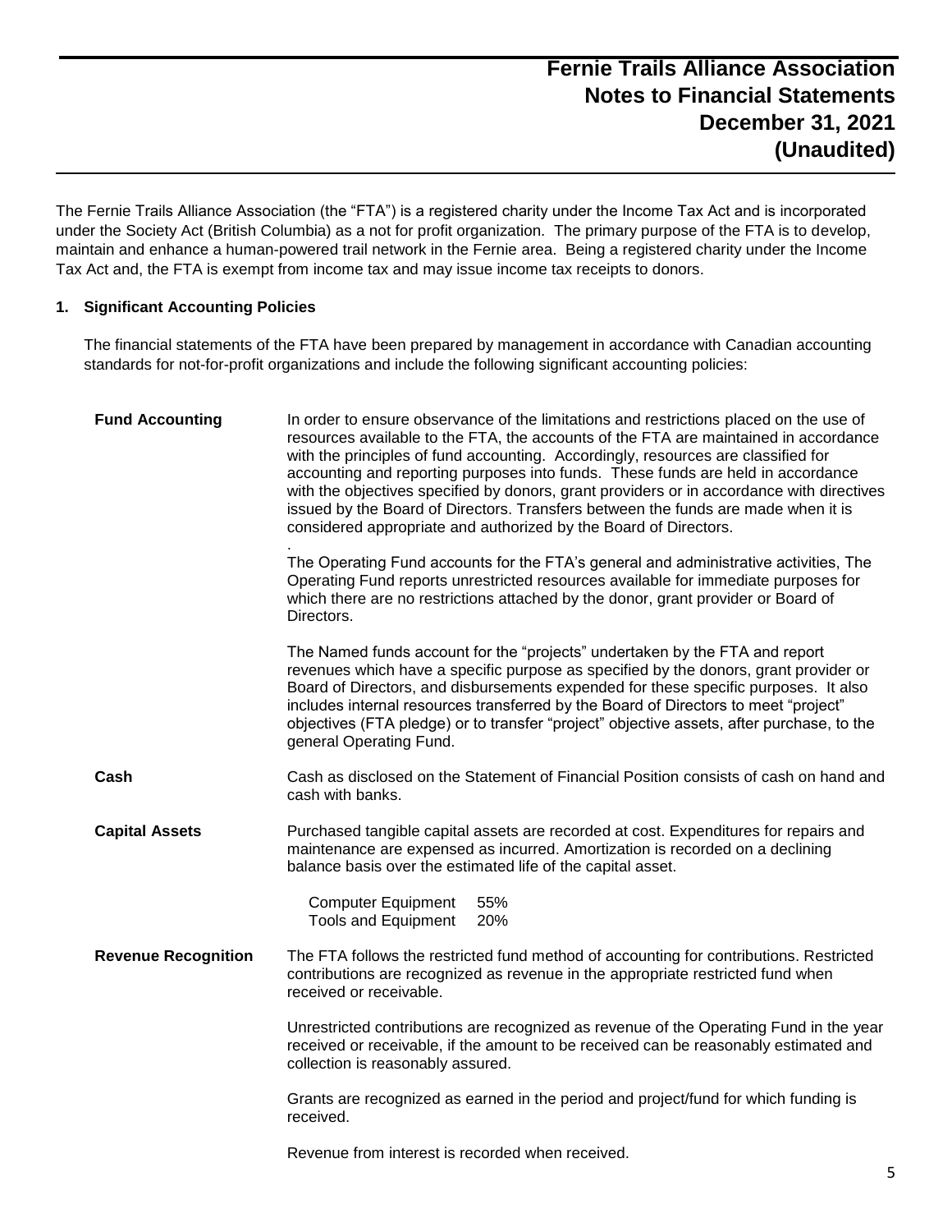# Fernie Trails Alliance Association
## Notes to Financial Statements
## December 31, 2021
## (Unaudited)

The Fernie Trails Alliance Association (the "FTA") is a registered charity under the Income Tax Act and is incorporated under the Society Act (British Columbia) as a not for profit organization. The primary purpose of the FTA is to develop, maintain and enhance a human-powered trail network in the Fernie area. Being a registered charity under the Income Tax Act and, the FTA is exempt from income tax and may issue income tax receipts to donors.

### 1. Significant Accounting Policies

The financial statements of the FTA have been prepared by management in accordance with Canadian accounting standards for not-for-profit organizations and include the following significant accounting policies:

**Fund Accounting**

In order to ensure observance of the limitations and restrictions placed on the use of resources available to the FTA, the accounts of the FTA are maintained in accordance with the principles of fund accounting. Accordingly, resources are classified for accounting and reporting purposes into funds. These funds are held in accordance with the objectives specified by donors, grant providers or in accordance with directives issued by the Board of Directors. Transfers between the funds are made when it is considered appropriate and authorized by the Board of Directors.

.
The Operating Fund accounts for the FTA's general and administrative activities, The Operating Fund reports unrestricted resources available for immediate purposes for which there are no restrictions attached by the donor, grant provider or Board of Directors.

The Named funds account for the "projects" undertaken by the FTA and report revenues which have a specific purpose as specified by the donors, grant provider or Board of Directors, and disbursements expended for these specific purposes. It also includes internal resources transferred by the Board of Directors to meet "project" objectives (FTA pledge) or to transfer "project" objective assets, after purchase, to the general Operating Fund.

**Cash**

Cash as disclosed on the Statement of Financial Position consists of cash on hand and cash with banks.

**Capital Assets**

Purchased tangible capital assets are recorded at cost. Expenditures for repairs and maintenance are expensed as incurred. Amortization is recorded on a declining balance basis over the estimated life of the capital asset.

| | |
|---|---|
| Computer Equipment | 55% |
| Tools and Equipment | 20% |

**Revenue Recognition**

The FTA follows the restricted fund method of accounting for contributions. Restricted contributions are recognized as revenue in the appropriate restricted fund when received or receivable.

Unrestricted contributions are recognized as revenue of the Operating Fund in the year received or receivable, if the amount to be received can be reasonably estimated and collection is reasonably assured.

Grants are recognized as earned in the period and project/fund for which funding is received.

Revenue from interest is recorded when received.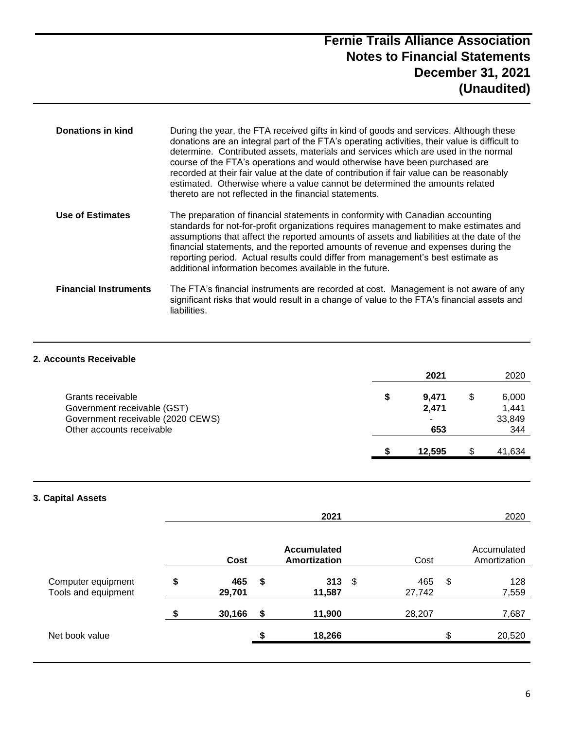# Fernie Trails Alliance Association
## Notes to Financial Statements
## December 31, 2021
## (Unaudited)

**Donations in kind**

During the year, the FTA received gifts in kind of goods and services. Although these donations are an integral part of the FTA's operating activities, their value is difficult to determine. Contributed assets, materials and services which are used in the normal course of the FTA's operations and would otherwise have been purchased are recorded at their fair value at the date of contribution if fair value can be reasonably estimated. Otherwise where a value cannot be determined the amounts related thereto are not reflected in the financial statements.

**Use of Estimates**

The preparation of financial statements in conformity with Canadian accounting standards for not-for-profit organizations requires management to make estimates and assumptions that affect the reported amounts of assets and liabilities at the date of the financial statements, and the reported amounts of revenue and expenses during the reporting period. Actual results could differ from management's best estimate as additional information becomes available in the future.

**Financial Instruments**

The FTA's financial instruments are recorded at cost. Management is not aware of any significant risks that would result in a change of value to the FTA's financial assets and liabilities.

### 2. Accounts Receivable

| | **2021** | 2020 |
|---|---|---|
| Grants receivable | **$ 9,471** | $ 6,000 |
| Government receivable (GST) | **2,471** | 1,441 |
| Government receivable (2020 CEWS) | **-** | 33,849 |
| Other accounts receivable | **653** | 344 |
| | **$ 12,595** | $ 41,634 |

### 3. Capital Assets

| | **2021** | | 2020 | |
|---|---|---|---|---|
| | **Cost** | **Accumulated Amortization** | Cost | Accumulated Amortization |
| Computer equipment | **$ 465** | **$ 313** | $ 465 | $ 128 |
| Tools and equipment | **29,701** | **11,587** | 27,742 | 7,559 |
| | **$ 30,166** | **$ 11,900** | 28,207 | 7,687 |
| Net book value | | **$ 18,266** | | $ 20,520 |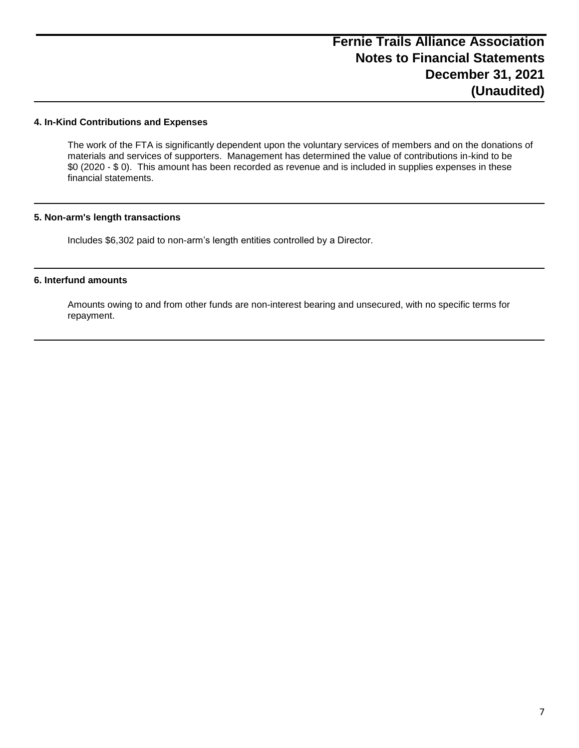# Fernie Trails Alliance Association
# Notes to Financial Statements
# December 31, 2021
# (Unaudited)

### 4. In-Kind Contributions and Expenses

The work of the FTA is significantly dependent upon the voluntary services of members and on the donations of materials and services of supporters. Management has determined the value of contributions in-kind to be $0 (2020 - $ 0). This amount has been recorded as revenue and is included in supplies expenses in these financial statements.

### 5. Non-arm's length transactions

Includes $6,302 paid to non-arm's length entities controlled by a Director.

### 6. Interfund amounts

Amounts owing to and from other funds are non-interest bearing and unsecured, with no specific terms for repayment.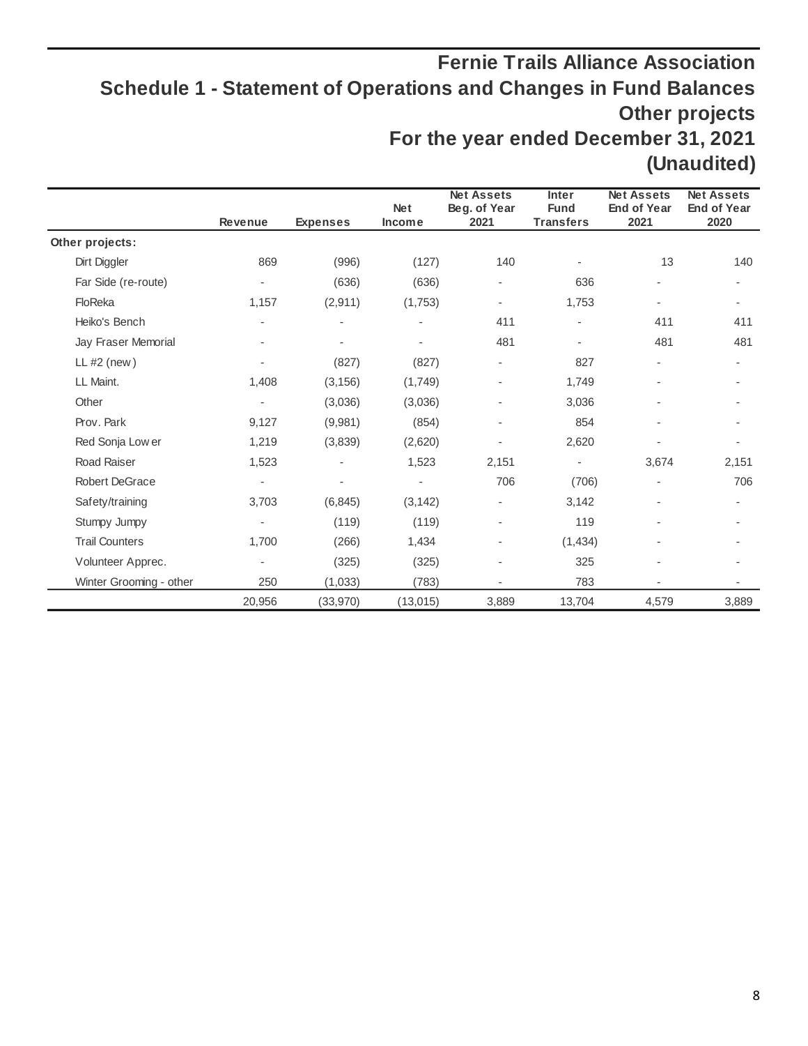# Fernie Trails Alliance Association

## Schedule 1 - Statement of Operations and Changes in Fund Balances

## Other projects

## For the year ended December 31, 2021

## (Unaudited)

| | Revenue | Expenses | Net Income | Net Assets Beg. of Year 2021 | Inter Fund Transfers | Net Assets End of Year 2021 | Net Assets End of Year 2020 |
|---|---|---|---|---|---|---|---|
| **Other projects:** | | | | | | | |
| Dirt Diggler | 869 | (996) | (127) | 140 | - | 13 | 140 |
| Far Side (re-route) | - | (636) | (636) | - | 636 | - | - |
| FloReka | 1,157 | (2,911) | (1,753) | - | 1,753 | - | - |
| Heiko's Bench | - | - | - | 411 | - | 411 | 411 |
| Jay Fraser Memorial | - | - | - | 481 | - | 481 | 481 |
| LL #2 (new) | - | (827) | (827) | - | 827 | - | - |
| LL Maint. | 1,408 | (3,156) | (1,749) | - | 1,749 | - | - |
| Other | - | (3,036) | (3,036) | - | 3,036 | - | - |
| Prov. Park | 9,127 | (9,981) | (854) | - | 854 | - | - |
| Red Sonja Lower | 1,219 | (3,839) | (2,620) | - | 2,620 | - | - |
| Road Raiser | 1,523 | - | 1,523 | 2,151 | - | 3,674 | 2,151 |
| Robert DeGrace | - | - | - | 706 | (706) | - | 706 |
| Safety/training | 3,703 | (6,845) | (3,142) | - | 3,142 | - | - |
| Stumpy Jumpy | - | (119) | (119) | - | 119 | - | - |
| Trail Counters | 1,700 | (266) | 1,434 | - | (1,434) | - | - |
| Volunteer Apprec. | - | (325) | (325) | - | 325 | - | - |
| Winter Grooming - other | 250 | (1,033) | (783) | - | 783 | - | - |
| | 20,956 | (33,970) | (13,015) | 3,889 | 13,704 | 4,579 | 3,889 |